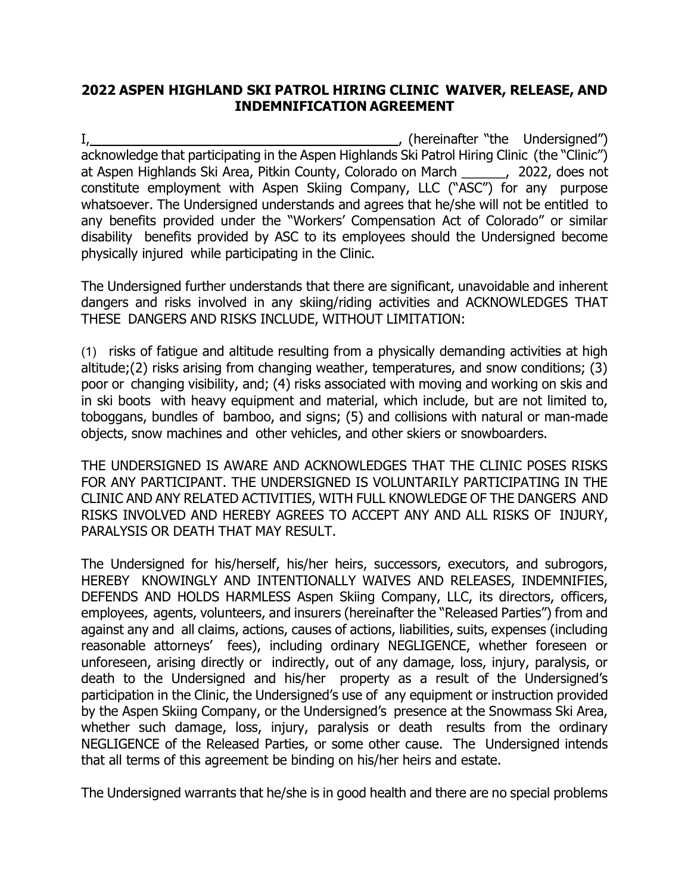## 2022 ASPEN HIGHLAND SKI PATROL HIRING CLINIC WAIVER, RELEASE, AND INDEMNIFICATION AGREEMENT

I,\_\_\_\_\_\_\_\_\_\_\_\_\_\_\_\_\_\_\_\_\_\_\_\_\_\_\_\_\_\_\_\_\_\_\_\_\_\_\_\_, (hereinafter "the Undersigned") acknowledge that participating in the Aspen Highlands Ski Patrol Hiring Clinic (the "Clinic") at Aspen Highlands Ski Area, Pitkin County, Colorado on March \_\_\_\_\_\_, 2022, does not constitute employment with Aspen Skiing Company, LLC ("ASC") for any purpose whatsoever. The Undersigned understands and agrees that he/she will not be entitled to any benefits provided under the "Workers' Compensation Act of Colorado" or similar disability benefits provided by ASC to its employees should the Undersigned become physically injured while participating in the Clinic.

The Undersigned further understands that there are significant, unavoidable and inherent dangers and risks involved in any skiing/riding activities and ACKNOWLEDGES THAT THESE DANGERS AND RISKS INCLUDE, WITHOUT LIMITATION:

(1) risks of fatigue and altitude resulting from a physically demanding activities at high altitude;(2) risks arising from changing weather, temperatures, and snow conditions; (3) poor or changing visibility, and; (4) risks associated with moving and working on skis and in ski boots with heavy equipment and material, which include, but are not limited to, toboggans, bundles of bamboo, and signs; (5) and collisions with natural or man-made objects, snow machines and other vehicles, and other skiers or snowboarders.

THE UNDERSIGNED IS AWARE AND ACKNOWLEDGES THAT THE CLINIC POSES RISKS FOR ANY PARTICIPANT. THE UNDERSIGNED IS VOLUNTARILY PARTICIPATING IN THE CLINIC AND ANY RELATED ACTIVITIES, WITH FULL KNOWLEDGE OF THE DANGERS AND RISKS INVOLVED AND HEREBY AGREES TO ACCEPT ANY AND ALL RISKS OF INJURY, PARALYSIS OR DEATH THAT MAY RESULT.

The Undersigned for his/herself, his/her heirs, successors, executors, and subrogors, HEREBY KNOWINGLY AND INTENTIONALLY WAIVES AND RELEASES, INDEMNIFIES, DEFENDS AND HOLDS HARMLESS Aspen Skiing Company, LLC, its directors, officers, employees, agents, volunteers, and insurers (hereinafter the "Released Parties") from and against any and all claims, actions, causes of actions, liabilities, suits, expenses (including reasonable attorneys' fees), including ordinary NEGLIGENCE, whether foreseen or unforeseen, arising directly or indirectly, out of any damage, loss, injury, paralysis, or death to the Undersigned and his/her property as a result of the Undersigned's participation in the Clinic, the Undersigned's use of any equipment or instruction provided by the Aspen Skiing Company, or the Undersigned's presence at the Snowmass Ski Area, whether such damage, loss, injury, paralysis or death results from the ordinary NEGLIGENCE of the Released Parties, or some other cause. The Undersigned intends that all terms of this agreement be binding on his/her heirs and estate.

The Undersigned warrants that he/she is in good health and there are no special problems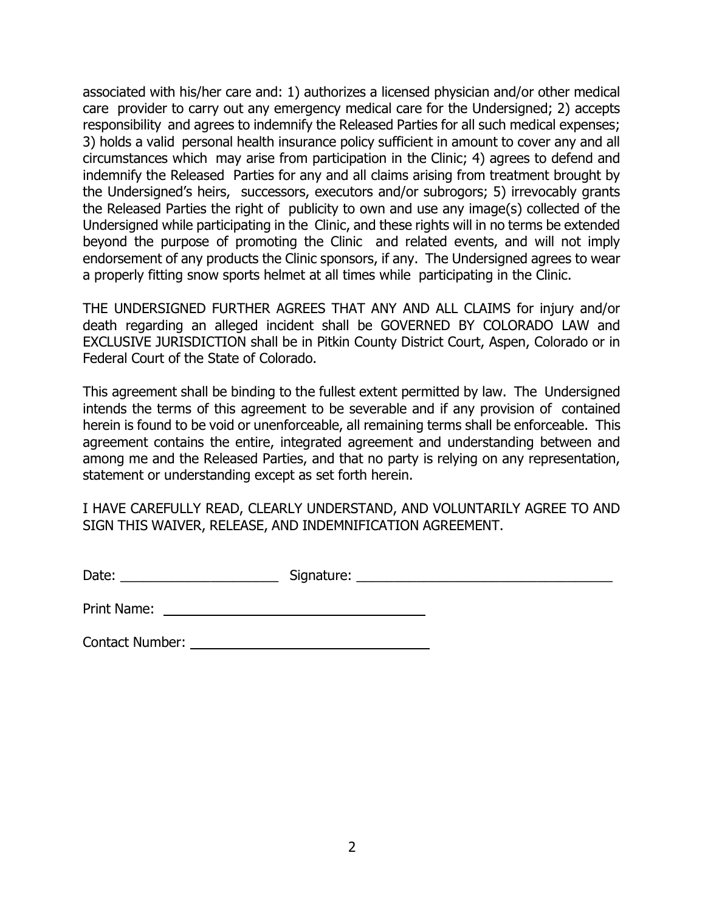associated with his/her care and: 1) authorizes a licensed physician and/or other medical care provider to carry out any emergency medical care for the Undersigned; 2) accepts responsibility and agrees to indemnify the Released Parties for all such medical expenses; 3) holds a valid personal health insurance policy sufficient in amount to cover any and all circumstances which may arise from participation in the Clinic; 4) agrees to defend and indemnify the Released Parties for any and all claims arising from treatment brought by the Undersigned's heirs, successors, executors and/or subrogors; 5) irrevocably grants the Released Parties the right of publicity to own and use any image(s) collected of the Undersigned while participating in the Clinic, and these rights will in no terms be extended beyond the purpose of promoting the Clinic and related events, and will not imply endorsement of any products the Clinic sponsors, if any. The Undersigned agrees to wear a properly fitting snow sports helmet at all times while participating in the Clinic.

THE UNDERSIGNED FURTHER AGREES THAT ANY AND ALL CLAIMS for injury and/or death regarding an alleged incident shall be GOVERNED BY COLORADO LAW and EXCLUSIVE JURISDICTION shall be in Pitkin County District Court, Aspen, Colorado or in Federal Court of the State of Colorado.

This agreement shall be binding to the fullest extent permitted by law. The Undersigned intends the terms of this agreement to be severable and if any provision of contained herein is found to be void or unenforceable, all remaining terms shall be enforceable. This agreement contains the entire, integrated agreement and understanding between and among me and the Released Parties, and that no party is relying on any representation, statement or understanding except as set forth herein.

I HAVE CAREFULLY READ, CLEARLY UNDERSTAND, AND VOLUNTARILY AGREE TO AND SIGN THIS WAIVER, RELEASE, AND INDEMNIFICATION AGREEMENT.

Date: ____________________ Signature: ________________________________

Print Name: ________________________________

Contact Number: ______________________________